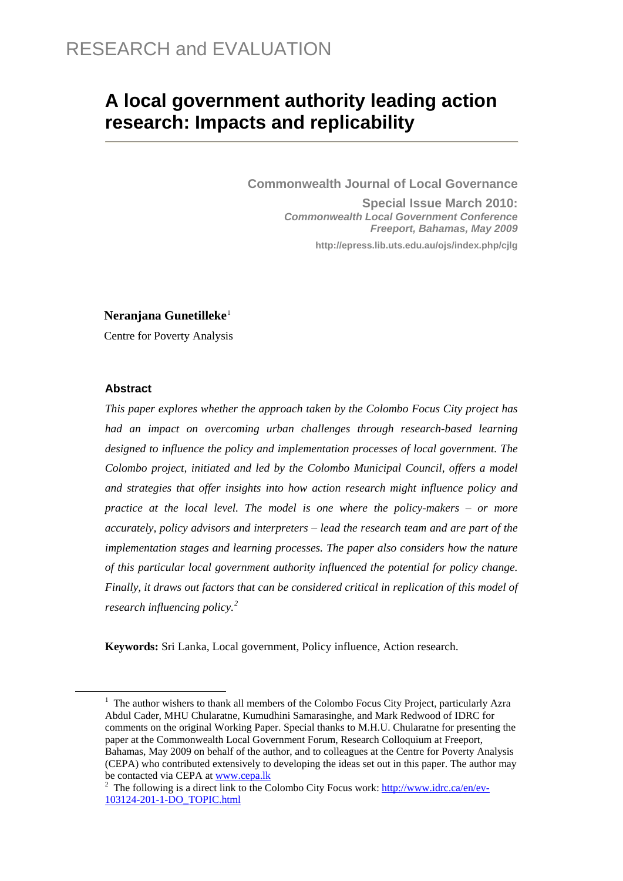RESEARCH and EVALUATION

# A local government authority leading action research: Impacts and replicability

**Commonwealth Journal of Local Governance**

**Special Issue March 2010:**
***Commonwealth Local Government Conference***
***Freeport, Bahamas, May 2009***

**http://epress.lib.uts.edu.au/ojs/index.php/cjlg**

**Neranjana Gunetilleke**[1]

Centre for Poverty Analysis

### Abstract

*This paper explores whether the approach taken by the Colombo Focus City project has had an impact on overcoming urban challenges through research-based learning designed to influence the policy and implementation processes of local government. The Colombo project, initiated and led by the Colombo Municipal Council, offers a model and strategies that offer insights into how action research might influence policy and practice at the local level. The model is one where the policy-makers – or more accurately, policy advisors and interpreters – lead the research team and are part of the implementation stages and learning processes. The paper also considers how the nature of this particular local government authority influenced the potential for policy change. Finally, it draws out factors that can be considered critical in replication of this model of research influencing policy.*[2]

**Keywords:** Sri Lanka, Local government, Policy influence, Action research.

---

[1] The author wishes to thank all members of the Colombo Focus City Project, particularly Azra Abdul Cader, MHU Chularatne, Kumudhini Samarasinghe, and Mark Redwood of IDRC for comments on the original Working Paper. Special thanks to M.H.U. Chularatne for presenting the paper at the Commonwealth Local Government Forum, Research Colloquium at Freeport, Bahamas, May 2009 on behalf of the author, and to colleagues at the Centre for Poverty Analysis (CEPA) who contributed extensively to developing the ideas set out in this paper. The author may be contacted via CEPA at www.cepa.lk

[2] The following is a direct link to the Colombo City Focus work: http://www.idrc.ca/en/ev-103124-201-1-DO_TOPIC.html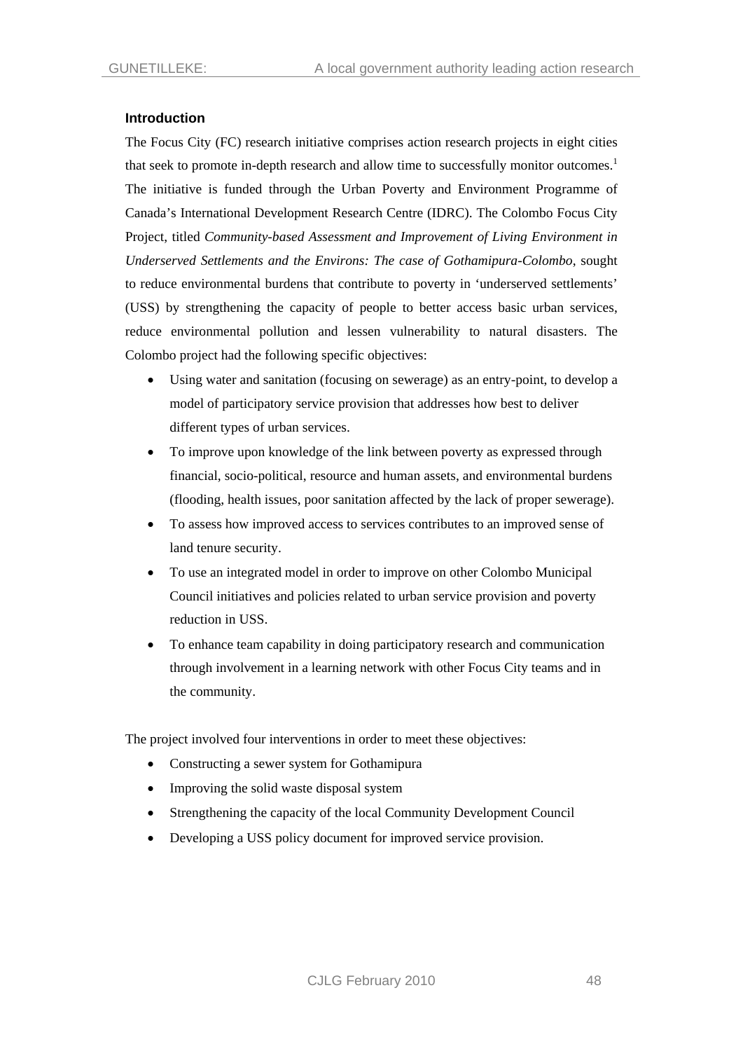### Introduction

The Focus City (FC) research initiative comprises action research projects in eight cities that seek to promote in-depth research and allow time to successfully monitor outcomes.[1] The initiative is funded through the Urban Poverty and Environment Programme of Canada's International Development Research Centre (IDRC). The Colombo Focus City Project, titled *Community-based Assessment and Improvement of Living Environment in Underserved Settlements and the Environs: The case of Gothamipura-Colombo*, sought to reduce environmental burdens that contribute to poverty in 'underserved settlements' (USS) by strengthening the capacity of people to better access basic urban services, reduce environmental pollution and lessen vulnerability to natural disasters. The Colombo project had the following specific objectives:

- Using water and sanitation (focusing on sewerage) as an entry-point, to develop a model of participatory service provision that addresses how best to deliver different types of urban services.
- To improve upon knowledge of the link between poverty as expressed through financial, socio-political, resource and human assets, and environmental burdens (flooding, health issues, poor sanitation affected by the lack of proper sewerage).
- To assess how improved access to services contributes to an improved sense of land tenure security.
- To use an integrated model in order to improve on other Colombo Municipal Council initiatives and policies related to urban service provision and poverty reduction in USS.
- To enhance team capability in doing participatory research and communication through involvement in a learning network with other Focus City teams and in the community.

The project involved four interventions in order to meet these objectives:

- Constructing a sewer system for Gothamipura
- Improving the solid waste disposal system
- Strengthening the capacity of the local Community Development Council
- Developing a USS policy document for improved service provision.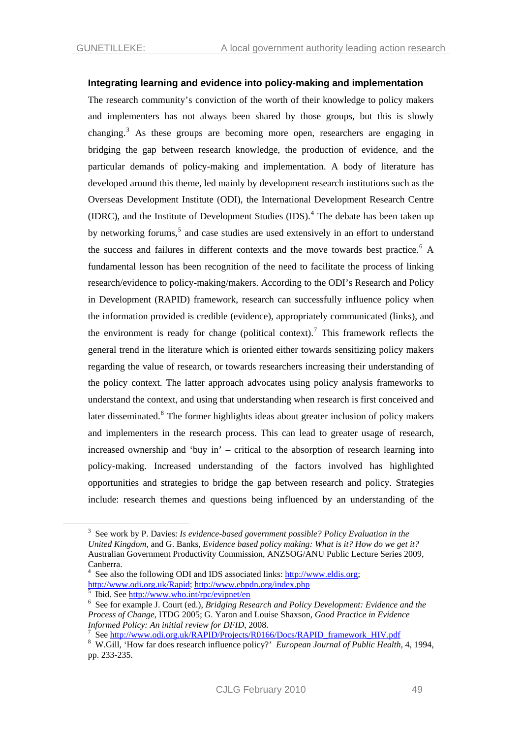### Integrating learning and evidence into policy-making and implementation

The research community's conviction of the worth of their knowledge to policy makers and implementers has not always been shared by those groups, but this is slowly changing.[3] As these groups are becoming more open, researchers are engaging in bridging the gap between research knowledge, the production of evidence, and the particular demands of policy-making and implementation. A body of literature has developed around this theme, led mainly by development research institutions such as the Overseas Development Institute (ODI), the International Development Research Centre (IDRC), and the Institute of Development Studies (IDS).[4] The debate has been taken up by networking forums,[5] and case studies are used extensively in an effort to understand the success and failures in different contexts and the move towards best practice.[6] A fundamental lesson has been recognition of the need to facilitate the process of linking research/evidence to policy-making/makers. According to the ODI's Research and Policy in Development (RAPID) framework, research can successfully influence policy when the information provided is credible (evidence), appropriately communicated (links), and the environment is ready for change (political context).[7] This framework reflects the general trend in the literature which is oriented either towards sensitizing policy makers regarding the value of research, or towards researchers increasing their understanding of the policy context. The latter approach advocates using policy analysis frameworks to understand the context, and using that understanding when research is first conceived and later disseminated.[8] The former highlights ideas about greater inclusion of policy makers and implementers in the research process. This can lead to greater usage of research, increased ownership and 'buy in' – critical to the absorption of research learning into policy-making. Increased understanding of the factors involved has highlighted opportunities and strategies to bridge the gap between research and policy. Strategies include: research themes and questions being influenced by an understanding of the

---

[3] See work by P. Davies: *Is evidence-based government possible? Policy Evaluation in the United Kingdom*, and G. Banks, *Evidence based policy making: What is it? How do we get it?* Australian Government Productivity Commission, ANZSOG/ANU Public Lecture Series 2009, Canberra.

[4] See also the following ODI and IDS associated links: http://www.eldis.org; http://www.odi.org.uk/Rapid; http://www.ebpdn.org/index.php

[5] Ibid. See http://www.who.int/rpc/evipnet/en

[6] See for example J. Court (ed.), *Bridging Research and Policy Development: Evidence and the Process of Change*, ITDG 2005; G. Yaron and Louise Shaxson, *Good Practice in Evidence Informed Policy: An initial review for DFID*, 2008.

[7] See http://www.odi.org.uk/RAPID/Projects/R0166/Docs/RAPID_framework_HIV.pdf

[8] W.Gill, 'How far does research influence policy?' *European Journal of Public Health*, 4, 1994, pp. 233-235.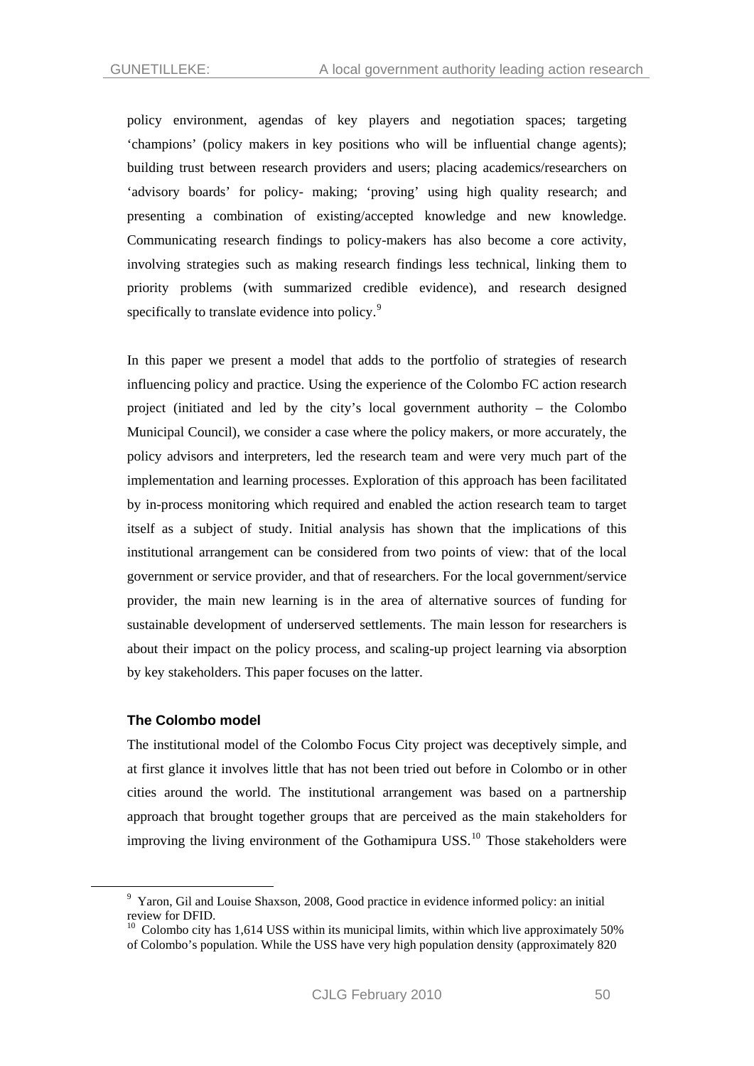policy environment, agendas of key players and negotiation spaces; targeting 'champions' (policy makers in key positions who will be influential change agents); building trust between research providers and users; placing academics/researchers on 'advisory boards' for policy- making; 'proving' using high quality research; and presenting a combination of existing/accepted knowledge and new knowledge. Communicating research findings to policy-makers has also become a core activity, involving strategies such as making research findings less technical, linking them to priority problems (with summarized credible evidence), and research designed specifically to translate evidence into policy.[9]

In this paper we present a model that adds to the portfolio of strategies of research influencing policy and practice. Using the experience of the Colombo FC action research project (initiated and led by the city's local government authority – the Colombo Municipal Council), we consider a case where the policy makers, or more accurately, the policy advisors and interpreters, led the research team and were very much part of the implementation and learning processes. Exploration of this approach has been facilitated by in-process monitoring which required and enabled the action research team to target itself as a subject of study. Initial analysis has shown that the implications of this institutional arrangement can be considered from two points of view: that of the local government or service provider, and that of researchers. For the local government/service provider, the main new learning is in the area of alternative sources of funding for sustainable development of underserved settlements. The main lesson for researchers is about their impact on the policy process, and scaling-up project learning via absorption by key stakeholders. This paper focuses on the latter.

### The Colombo model

The institutional model of the Colombo Focus City project was deceptively simple, and at first glance it involves little that has not been tried out before in Colombo or in other cities around the world. The institutional arrangement was based on a partnership approach that brought together groups that are perceived as the main stakeholders for improving the living environment of the Gothamipura USS.[10] Those stakeholders were

---

[9] Yaron, Gil and Louise Shaxson, 2008, Good practice in evidence informed policy: an initial review for DFID.

[10] Colombo city has 1,614 USS within its municipal limits, within which live approximately 50% of Colombo's population. While the USS have very high population density (approximately 820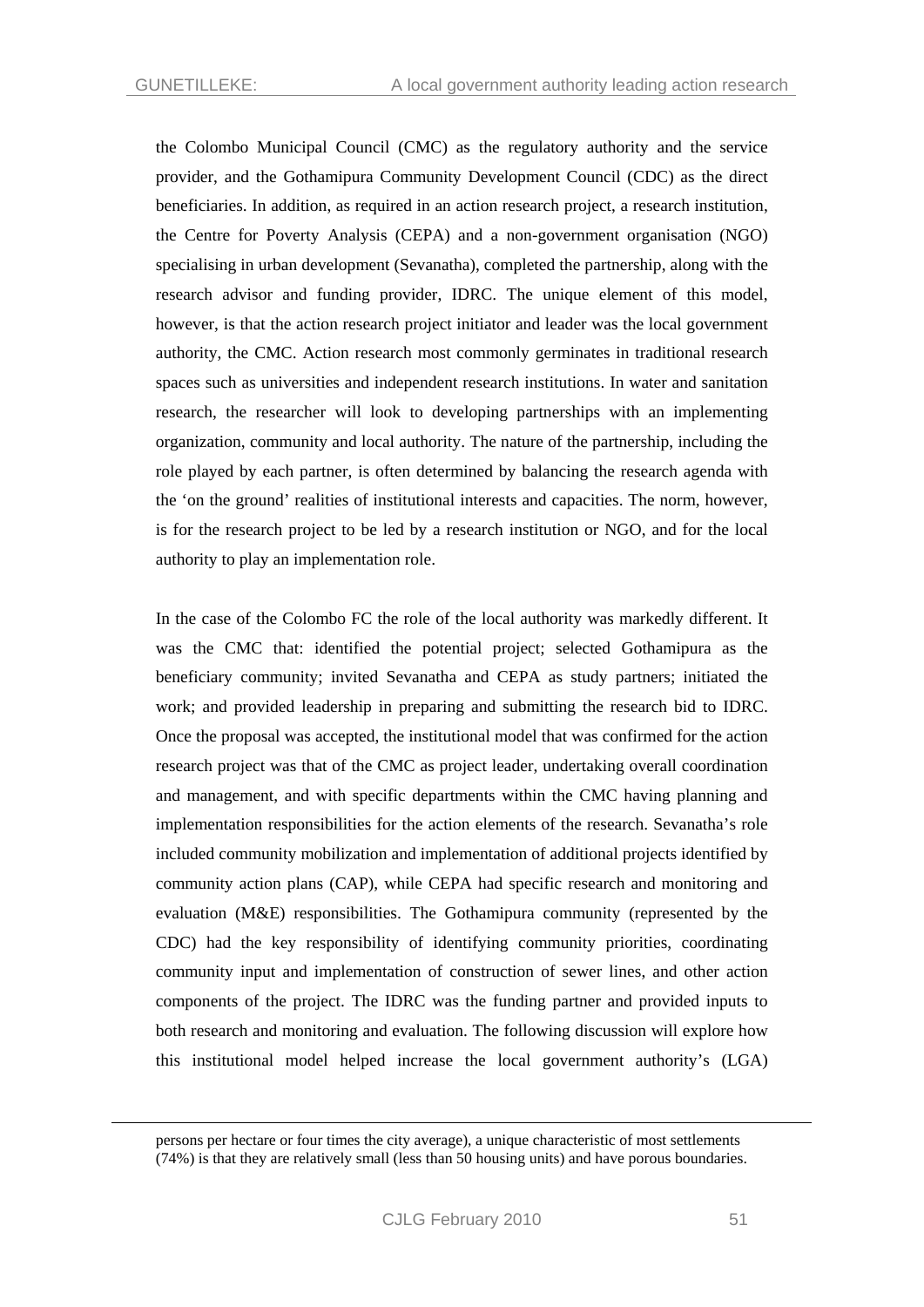the Colombo Municipal Council (CMC) as the regulatory authority and the service provider, and the Gothamipura Community Development Council (CDC) as the direct beneficiaries. In addition, as required in an action research project, a research institution, the Centre for Poverty Analysis (CEPA) and a non-government organisation (NGO) specialising in urban development (Sevanatha), completed the partnership, along with the research advisor and funding provider, IDRC. The unique element of this model, however, is that the action research project initiator and leader was the local government authority, the CMC. Action research most commonly germinates in traditional research spaces such as universities and independent research institutions. In water and sanitation research, the researcher will look to developing partnerships with an implementing organization, community and local authority. The nature of the partnership, including the role played by each partner, is often determined by balancing the research agenda with the 'on the ground' realities of institutional interests and capacities. The norm, however, is for the research project to be led by a research institution or NGO, and for the local authority to play an implementation role.

In the case of the Colombo FC the role of the local authority was markedly different. It was the CMC that: identified the potential project; selected Gothamipura as the beneficiary community; invited Sevanatha and CEPA as study partners; initiated the work; and provided leadership in preparing and submitting the research bid to IDRC. Once the proposal was accepted, the institutional model that was confirmed for the action research project was that of the CMC as project leader, undertaking overall coordination and management, and with specific departments within the CMC having planning and implementation responsibilities for the action elements of the research. Sevanatha's role included community mobilization and implementation of additional projects identified by community action plans (CAP), while CEPA had specific research and monitoring and evaluation (M&E) responsibilities. The Gothamipura community (represented by the CDC) had the key responsibility of identifying community priorities, coordinating community input and implementation of construction of sewer lines, and other action components of the project. The IDRC was the funding partner and provided inputs to both research and monitoring and evaluation. The following discussion will explore how this institutional model helped increase the local government authority's (LGA)

---

persons per hectare or four times the city average), a unique characteristic of most settlements (74%) is that they are relatively small (less than 50 housing units) and have porous boundaries.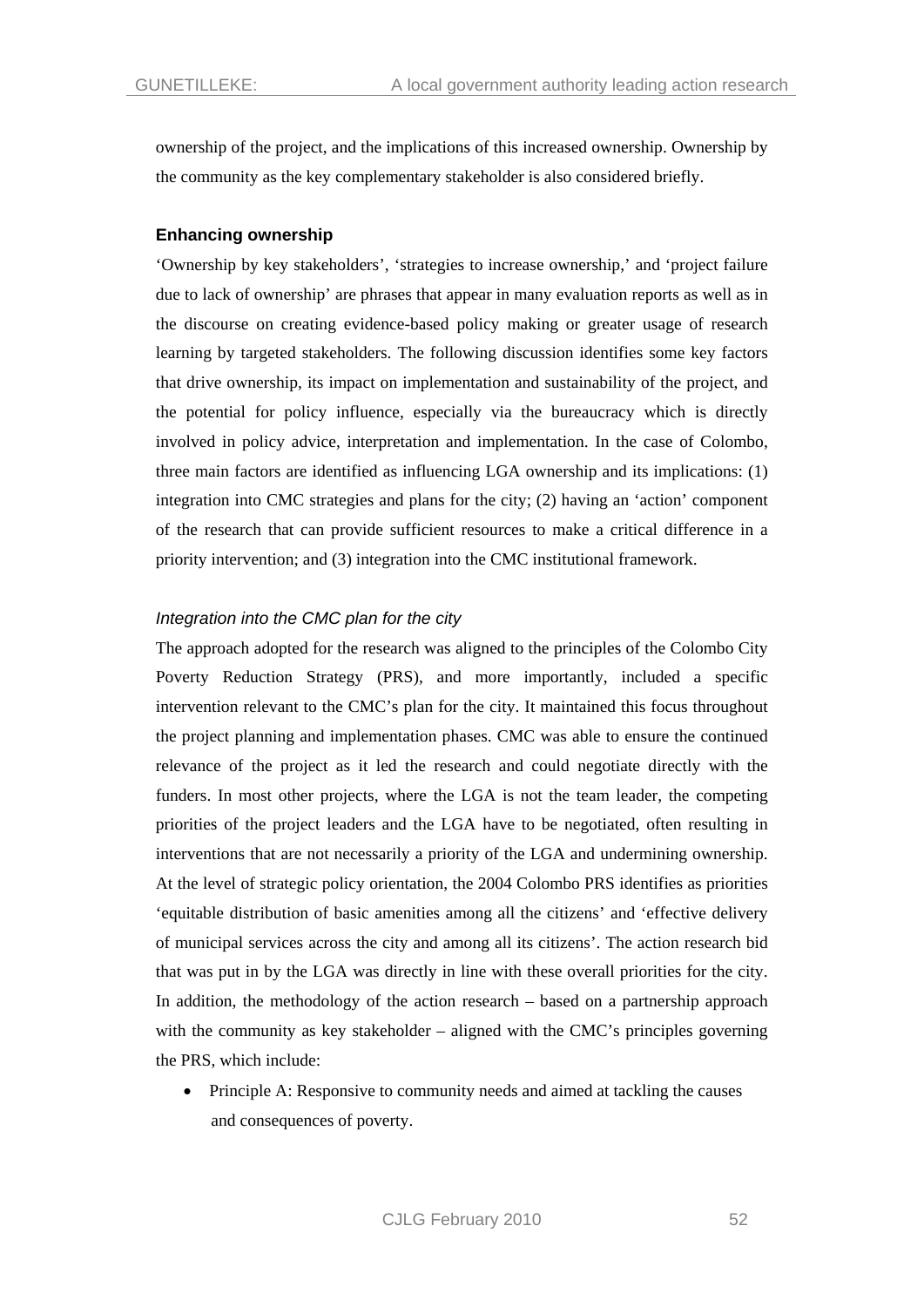ownership of the project, and the implications of this increased ownership. Ownership by the community as the key complementary stakeholder is also considered briefly.

### Enhancing ownership

'Ownership by key stakeholders', 'strategies to increase ownership,' and 'project failure due to lack of ownership' are phrases that appear in many evaluation reports as well as in the discourse on creating evidence-based policy making or greater usage of research learning by targeted stakeholders. The following discussion identifies some key factors that drive ownership, its impact on implementation and sustainability of the project, and the potential for policy influence, especially via the bureaucracy which is directly involved in policy advice, interpretation and implementation. In the case of Colombo, three main factors are identified as influencing LGA ownership and its implications: (1) integration into CMC strategies and plans for the city; (2) having an 'action' component of the research that can provide sufficient resources to make a critical difference in a priority intervention; and (3) integration into the CMC institutional framework.

#### *Integration into the CMC plan for the city*

The approach adopted for the research was aligned to the principles of the Colombo City Poverty Reduction Strategy (PRS), and more importantly, included a specific intervention relevant to the CMC's plan for the city. It maintained this focus throughout the project planning and implementation phases. CMC was able to ensure the continued relevance of the project as it led the research and could negotiate directly with the funders. In most other projects, where the LGA is not the team leader, the competing priorities of the project leaders and the LGA have to be negotiated, often resulting in interventions that are not necessarily a priority of the LGA and undermining ownership. At the level of strategic policy orientation, the 2004 Colombo PRS identifies as priorities 'equitable distribution of basic amenities among all the citizens' and 'effective delivery of municipal services across the city and among all its citizens'. The action research bid that was put in by the LGA was directly in line with these overall priorities for the city. In addition, the methodology of the action research – based on a partnership approach with the community as key stakeholder – aligned with the CMC's principles governing the PRS, which include:

- Principle A: Responsive to community needs and aimed at tackling the causes and consequences of poverty.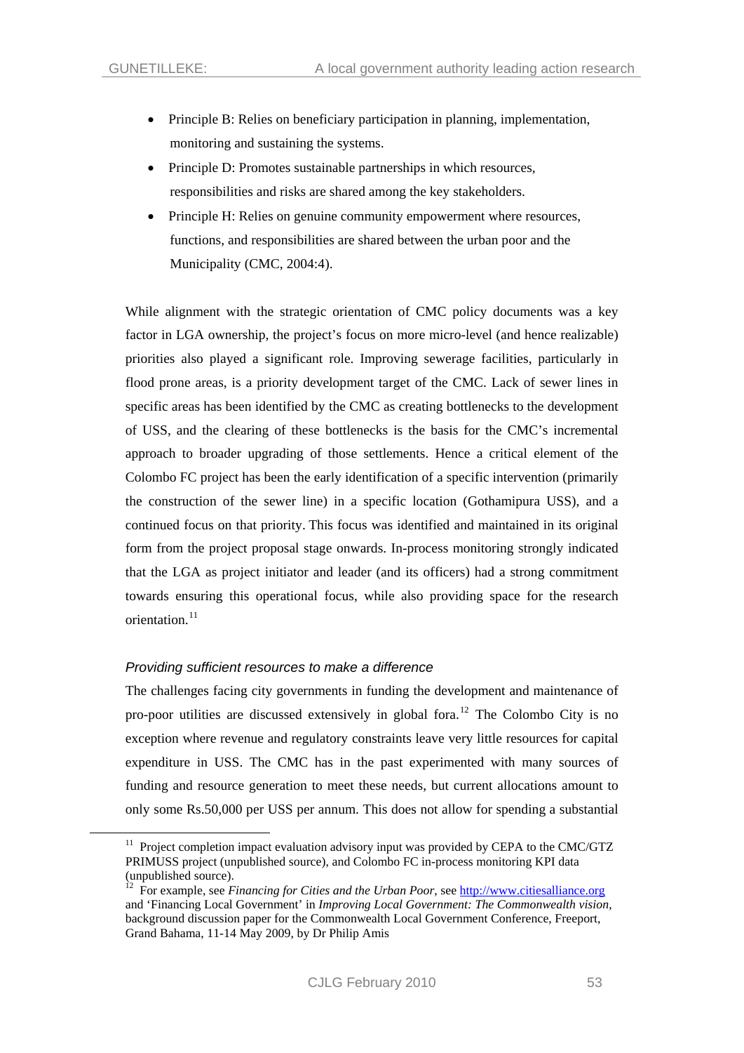- Principle B: Relies on beneficiary participation in planning, implementation, monitoring and sustaining the systems.
- Principle D: Promotes sustainable partnerships in which resources, responsibilities and risks are shared among the key stakeholders.
- Principle H: Relies on genuine community empowerment where resources, functions, and responsibilities are shared between the urban poor and the Municipality (CMC, 2004:4).

While alignment with the strategic orientation of CMC policy documents was a key factor in LGA ownership, the project's focus on more micro-level (and hence realizable) priorities also played a significant role. Improving sewerage facilities, particularly in flood prone areas, is a priority development target of the CMC. Lack of sewer lines in specific areas has been identified by the CMC as creating bottlenecks to the development of USS, and the clearing of these bottlenecks is the basis for the CMC's incremental approach to broader upgrading of those settlements. Hence a critical element of the Colombo FC project has been the early identification of a specific intervention (primarily the construction of the sewer line) in a specific location (Gothamipura USS), and a continued focus on that priority. This focus was identified and maintained in its original form from the project proposal stage onwards. In-process monitoring strongly indicated that the LGA as project initiator and leader (and its officers) had a strong commitment towards ensuring this operational focus, while also providing space for the research orientation.[11]

### *Providing sufficient resources to make a difference*

The challenges facing city governments in funding the development and maintenance of pro-poor utilities are discussed extensively in global fora.[12] The Colombo City is no exception where revenue and regulatory constraints leave very little resources for capital expenditure in USS. The CMC has in the past experimented with many sources of funding and resource generation to meet these needs, but current allocations amount to only some Rs.50,000 per USS per annum. This does not allow for spending a substantial

---

[11] Project completion impact evaluation advisory input was provided by CEPA to the CMC/GTZ PRIMUSS project (unpublished source), and Colombo FC in-process monitoring KPI data (unpublished source).

[12] For example, see *Financing for Cities and the Urban Poor*, see http://www.citiesalliance.org and 'Financing Local Government' in *Improving Local Government: The Commonwealth vision*, background discussion paper for the Commonwealth Local Government Conference, Freeport, Grand Bahama, 11-14 May 2009, by Dr Philip Amis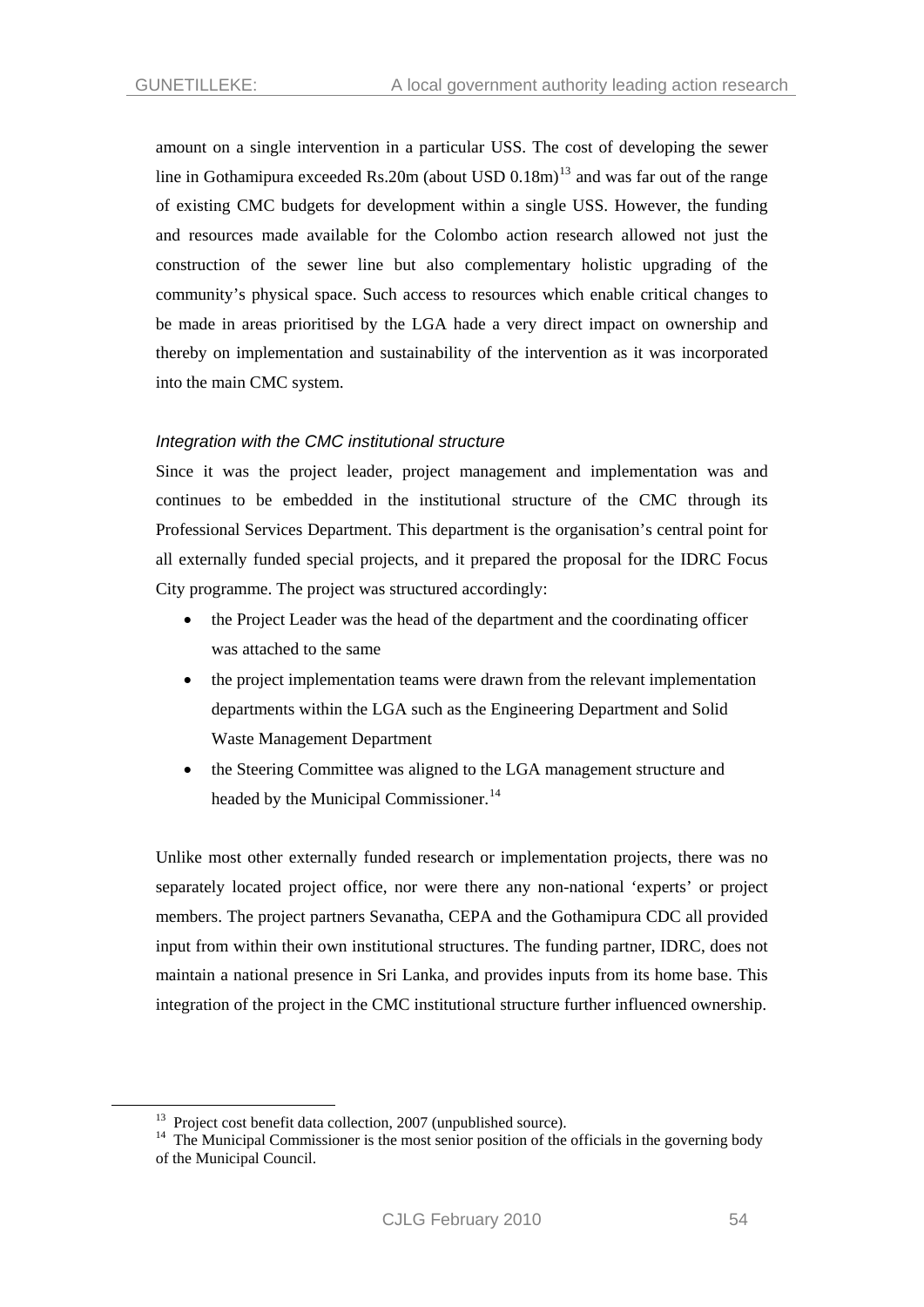amount on a single intervention in a particular USS. The cost of developing the sewer line in Gothamipura exceeded Rs.20m (about USD 0.18m)[13] and was far out of the range of existing CMC budgets for development within a single USS. However, the funding and resources made available for the Colombo action research allowed not just the construction of the sewer line but also complementary holistic upgrading of the community's physical space. Such access to resources which enable critical changes to be made in areas prioritised by the LGA hade a very direct impact on ownership and thereby on implementation and sustainability of the intervention as it was incorporated into the main CMC system.

### *Integration with the CMC institutional structure*

Since it was the project leader, project management and implementation was and continues to be embedded in the institutional structure of the CMC through its Professional Services Department. This department is the organisation's central point for all externally funded special projects, and it prepared the proposal for the IDRC Focus City programme. The project was structured accordingly:

- the Project Leader was the head of the department and the coordinating officer was attached to the same
- the project implementation teams were drawn from the relevant implementation departments within the LGA such as the Engineering Department and Solid Waste Management Department
- the Steering Committee was aligned to the LGA management structure and headed by the Municipal Commissioner.[14]

Unlike most other externally funded research or implementation projects, there was no separately located project office, nor were there any non-national 'experts' or project members. The project partners Sevanatha, CEPA and the Gothamipura CDC all provided input from within their own institutional structures. The funding partner, IDRC, does not maintain a national presence in Sri Lanka, and provides inputs from its home base. This integration of the project in the CMC institutional structure further influenced ownership.

---

[13] Project cost benefit data collection, 2007 (unpublished source).

[14] The Municipal Commissioner is the most senior position of the officials in the governing body of the Municipal Council.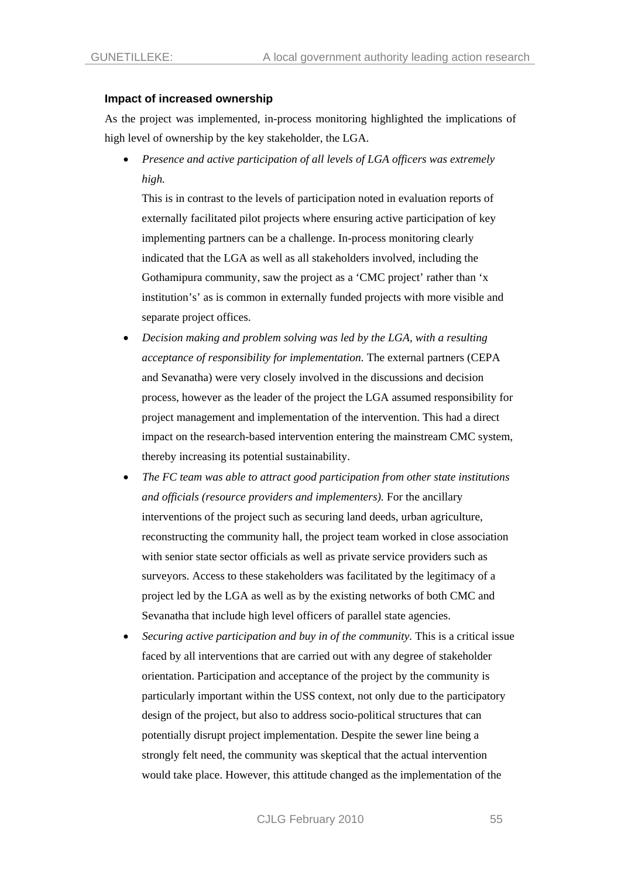### Impact of increased ownership

As the project was implemented, in-process monitoring highlighted the implications of high level of ownership by the key stakeholder, the LGA.

- *Presence and active participation of all levels of LGA officers was extremely high.*
  This is in contrast to the levels of participation noted in evaluation reports of externally facilitated pilot projects where ensuring active participation of key implementing partners can be a challenge. In-process monitoring clearly indicated that the LGA as well as all stakeholders involved, including the Gothamipura community, saw the project as a 'CMC project' rather than 'x institution's' as is common in externally funded projects with more visible and separate project offices.
- *Decision making and problem solving was led by the LGA, with a resulting acceptance of responsibility for implementation.* The external partners (CEPA and Sevanatha) were very closely involved in the discussions and decision process, however as the leader of the project the LGA assumed responsibility for project management and implementation of the intervention. This had a direct impact on the research-based intervention entering the mainstream CMC system, thereby increasing its potential sustainability.
- *The FC team was able to attract good participation from other state institutions and officials (resource providers and implementers).* For the ancillary interventions of the project such as securing land deeds, urban agriculture, reconstructing the community hall, the project team worked in close association with senior state sector officials as well as private service providers such as surveyors. Access to these stakeholders was facilitated by the legitimacy of a project led by the LGA as well as by the existing networks of both CMC and Sevanatha that include high level officers of parallel state agencies.
- *Securing active participation and buy in of the community.* This is a critical issue faced by all interventions that are carried out with any degree of stakeholder orientation. Participation and acceptance of the project by the community is particularly important within the USS context, not only due to the participatory design of the project, but also to address socio-political structures that can potentially disrupt project implementation. Despite the sewer line being a strongly felt need, the community was skeptical that the actual intervention would take place. However, this attitude changed as the implementation of the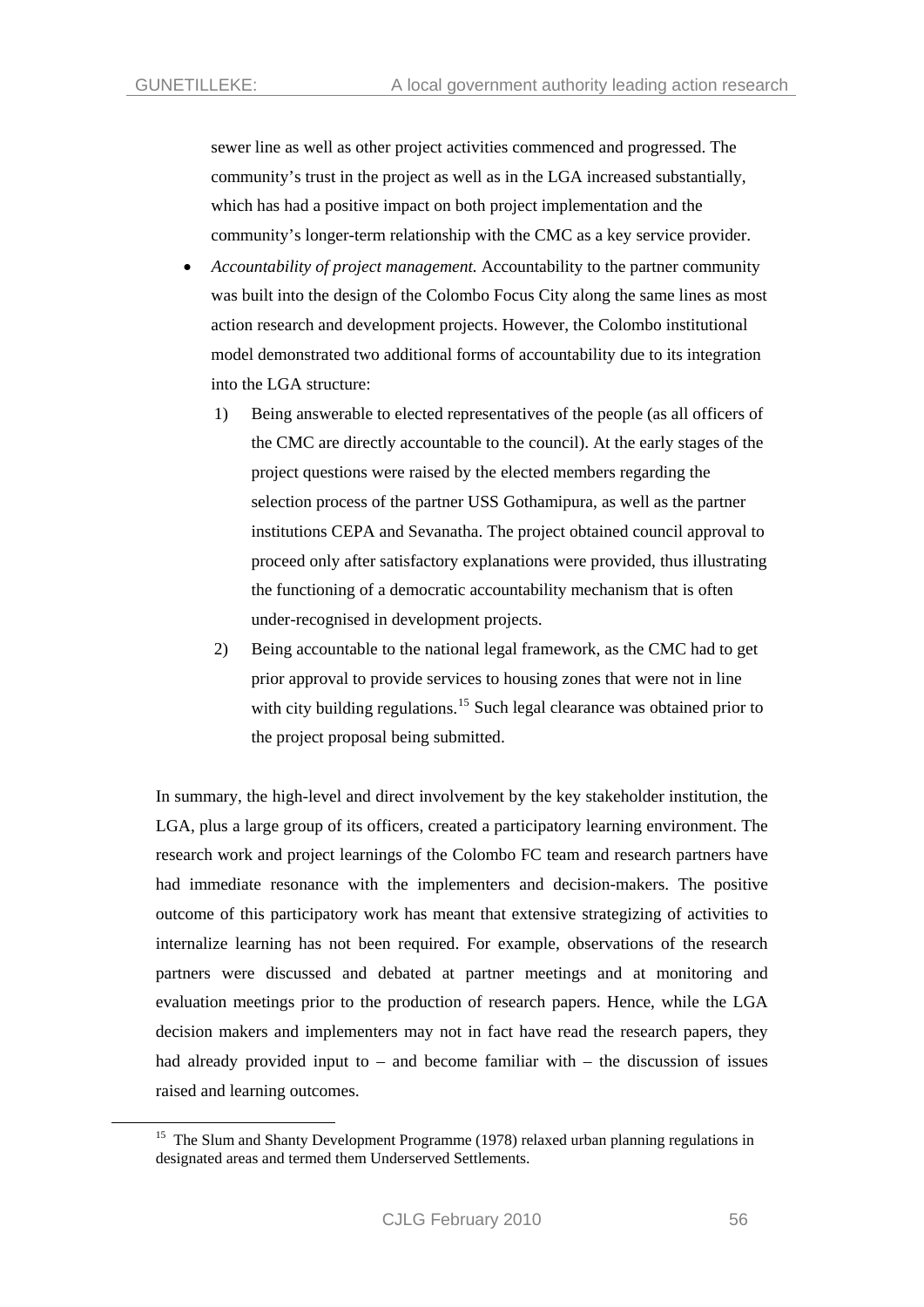sewer line as well as other project activities commenced and progressed. The community's trust in the project as well as in the LGA increased substantially, which has had a positive impact on both project implementation and the community's longer-term relationship with the CMC as a key service provider.

- *Accountability of project management.* Accountability to the partner community was built into the design of the Colombo Focus City along the same lines as most action research and development projects. However, the Colombo institutional model demonstrated two additional forms of accountability due to its integration into the LGA structure:
  1) Being answerable to elected representatives of the people (as all officers of the CMC are directly accountable to the council). At the early stages of the project questions were raised by the elected members regarding the selection process of the partner USS Gothamipura, as well as the partner institutions CEPA and Sevanatha. The project obtained council approval to proceed only after satisfactory explanations were provided, thus illustrating the functioning of a democratic accountability mechanism that is often under-recognised in development projects.
  2) Being accountable to the national legal framework, as the CMC had to get prior approval to provide services to housing zones that were not in line with city building regulations.[15] Such legal clearance was obtained prior to the project proposal being submitted.

In summary, the high-level and direct involvement by the key stakeholder institution, the LGA, plus a large group of its officers, created a participatory learning environment. The research work and project learnings of the Colombo FC team and research partners have had immediate resonance with the implementers and decision-makers. The positive outcome of this participatory work has meant that extensive strategizing of activities to internalize learning has not been required. For example, observations of the research partners were discussed and debated at partner meetings and at monitoring and evaluation meetings prior to the production of research papers. Hence, while the LGA decision makers and implementers may not in fact have read the research papers, they had already provided input to – and become familiar with – the discussion of issues raised and learning outcomes.

[15] The Slum and Shanty Development Programme (1978) relaxed urban planning regulations in designated areas and termed them Underserved Settlements.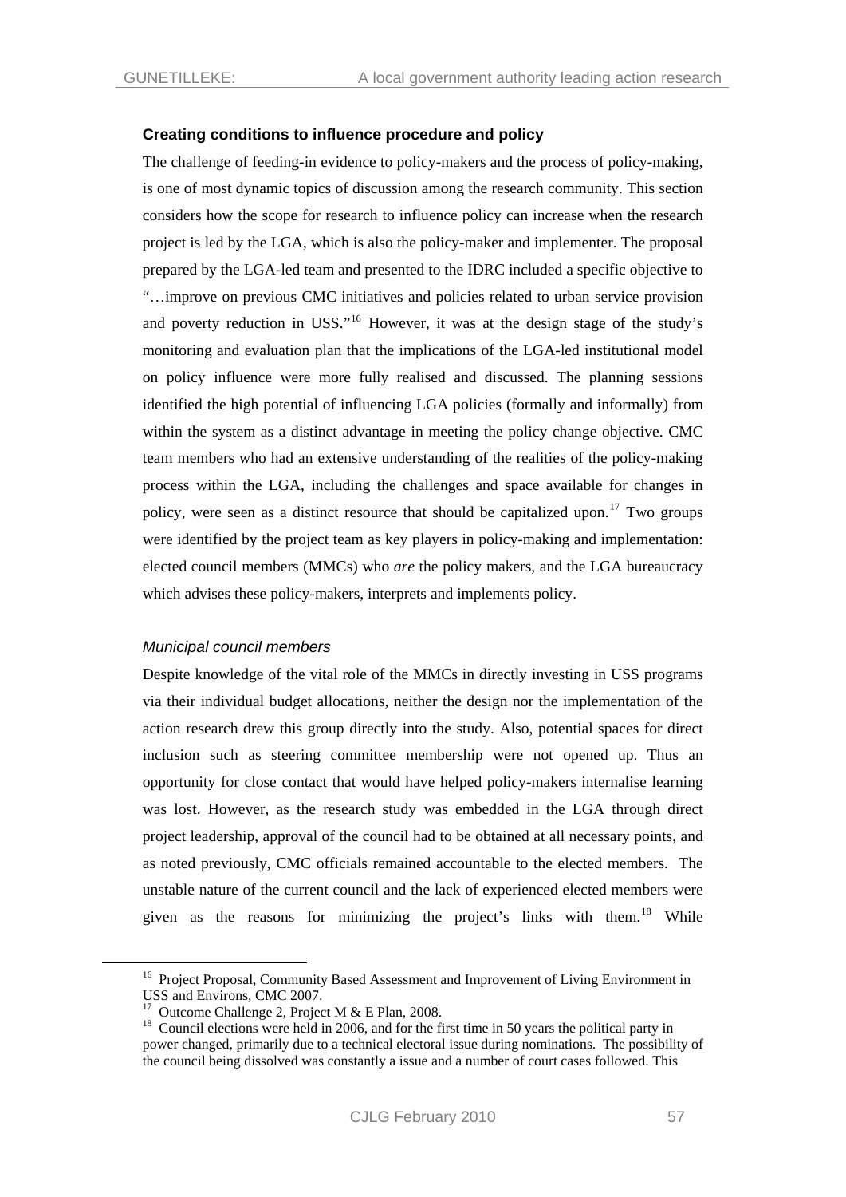### Creating conditions to influence procedure and policy

The challenge of feeding-in evidence to policy-makers and the process of policy-making, is one of most dynamic topics of discussion among the research community. This section considers how the scope for research to influence policy can increase when the research project is led by the LGA, which is also the policy-maker and implementer. The proposal prepared by the LGA-led team and presented to the IDRC included a specific objective to "…improve on previous CMC initiatives and policies related to urban service provision and poverty reduction in USS."[16] However, it was at the design stage of the study's monitoring and evaluation plan that the implications of the LGA-led institutional model on policy influence were more fully realised and discussed. The planning sessions identified the high potential of influencing LGA policies (formally and informally) from within the system as a distinct advantage in meeting the policy change objective. CMC team members who had an extensive understanding of the realities of the policy-making process within the LGA, including the challenges and space available for changes in policy, were seen as a distinct resource that should be capitalized upon.[17] Two groups were identified by the project team as key players in policy-making and implementation: elected council members (MMCs) who *are* the policy makers, and the LGA bureaucracy which advises these policy-makers, interprets and implements policy.

#### *Municipal council members*

Despite knowledge of the vital role of the MMCs in directly investing in USS programs via their individual budget allocations, neither the design nor the implementation of the action research drew this group directly into the study. Also, potential spaces for direct inclusion such as steering committee membership were not opened up. Thus an opportunity for close contact that would have helped policy-makers internalise learning was lost. However, as the research study was embedded in the LGA through direct project leadership, approval of the council had to be obtained at all necessary points, and as noted previously, CMC officials remained accountable to the elected members. The unstable nature of the current council and the lack of experienced elected members were given as the reasons for minimizing the project's links with them.[18] While

---

[16] Project Proposal, Community Based Assessment and Improvement of Living Environment in USS and Environs, CMC 2007.

[17] Outcome Challenge 2, Project M & E Plan, 2008.

[18] Council elections were held in 2006, and for the first time in 50 years the political party in power changed, primarily due to a technical electoral issue during nominations. The possibility of the council being dissolved was constantly a issue and a number of court cases followed. This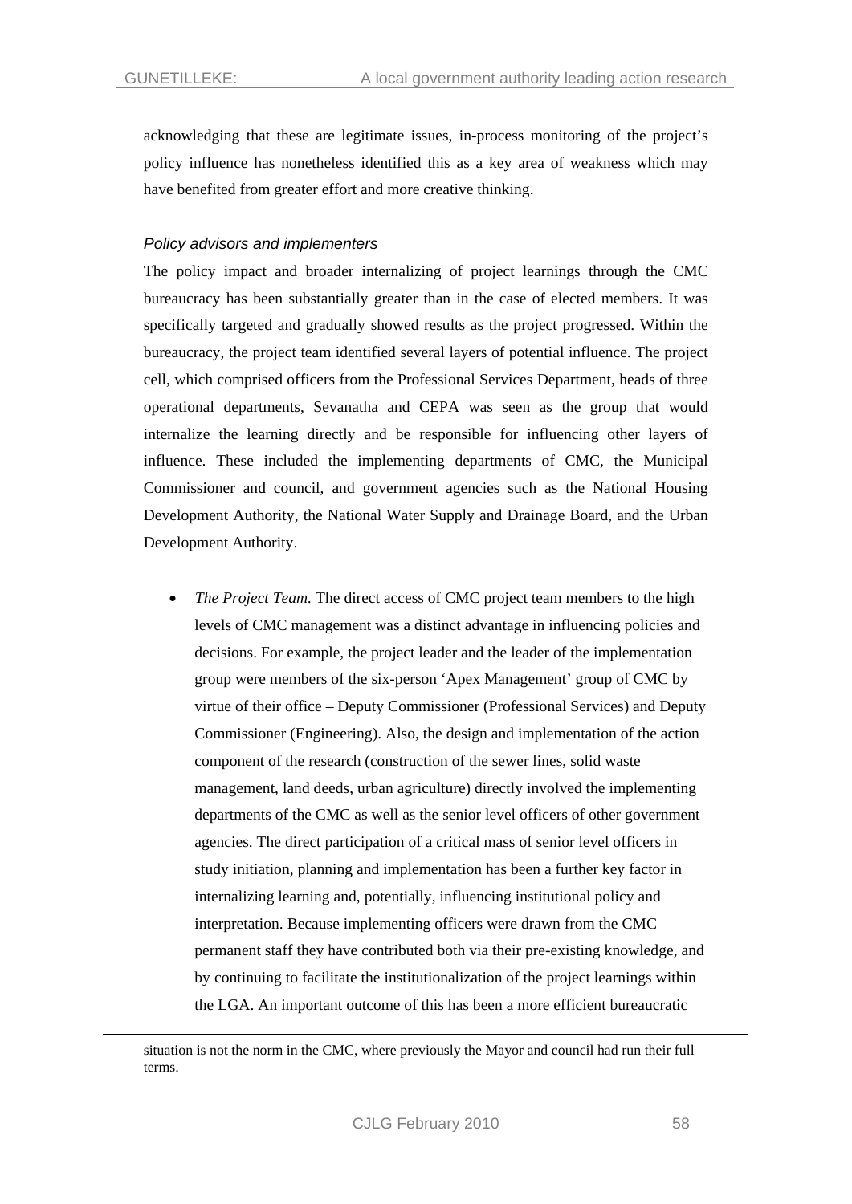acknowledging that these are legitimate issues, in-process monitoring of the project's policy influence has nonetheless identified this as a key area of weakness which may have benefited from greater effort and more creative thinking.

### *Policy advisors and implementers*

The policy impact and broader internalizing of project learnings through the CMC bureaucracy has been substantially greater than in the case of elected members. It was specifically targeted and gradually showed results as the project progressed. Within the bureaucracy, the project team identified several layers of potential influence. The project cell, which comprised officers from the Professional Services Department, heads of three operational departments, Sevanatha and CEPA was seen as the group that would internalize the learning directly and be responsible for influencing other layers of influence. These included the implementing departments of CMC, the Municipal Commissioner and council, and government agencies such as the National Housing Development Authority, the National Water Supply and Drainage Board, and the Urban Development Authority.

- *The Project Team.* The direct access of CMC project team members to the high levels of CMC management was a distinct advantage in influencing policies and decisions. For example, the project leader and the leader of the implementation group were members of the six-person 'Apex Management' group of CMC by virtue of their office – Deputy Commissioner (Professional Services) and Deputy Commissioner (Engineering). Also, the design and implementation of the action component of the research (construction of the sewer lines, solid waste management, land deeds, urban agriculture) directly involved the implementing departments of the CMC as well as the senior level officers of other government agencies. The direct participation of a critical mass of senior level officers in study initiation, planning and implementation has been a further key factor in internalizing learning and, potentially, influencing institutional policy and interpretation. Because implementing officers were drawn from the CMC permanent staff they have contributed both via their pre-existing knowledge, and by continuing to facilitate the institutionalization of the project learnings within the LGA. An important outcome of this has been a more efficient bureaucratic

---

situation is not the norm in the CMC, where previously the Mayor and council had run their full terms.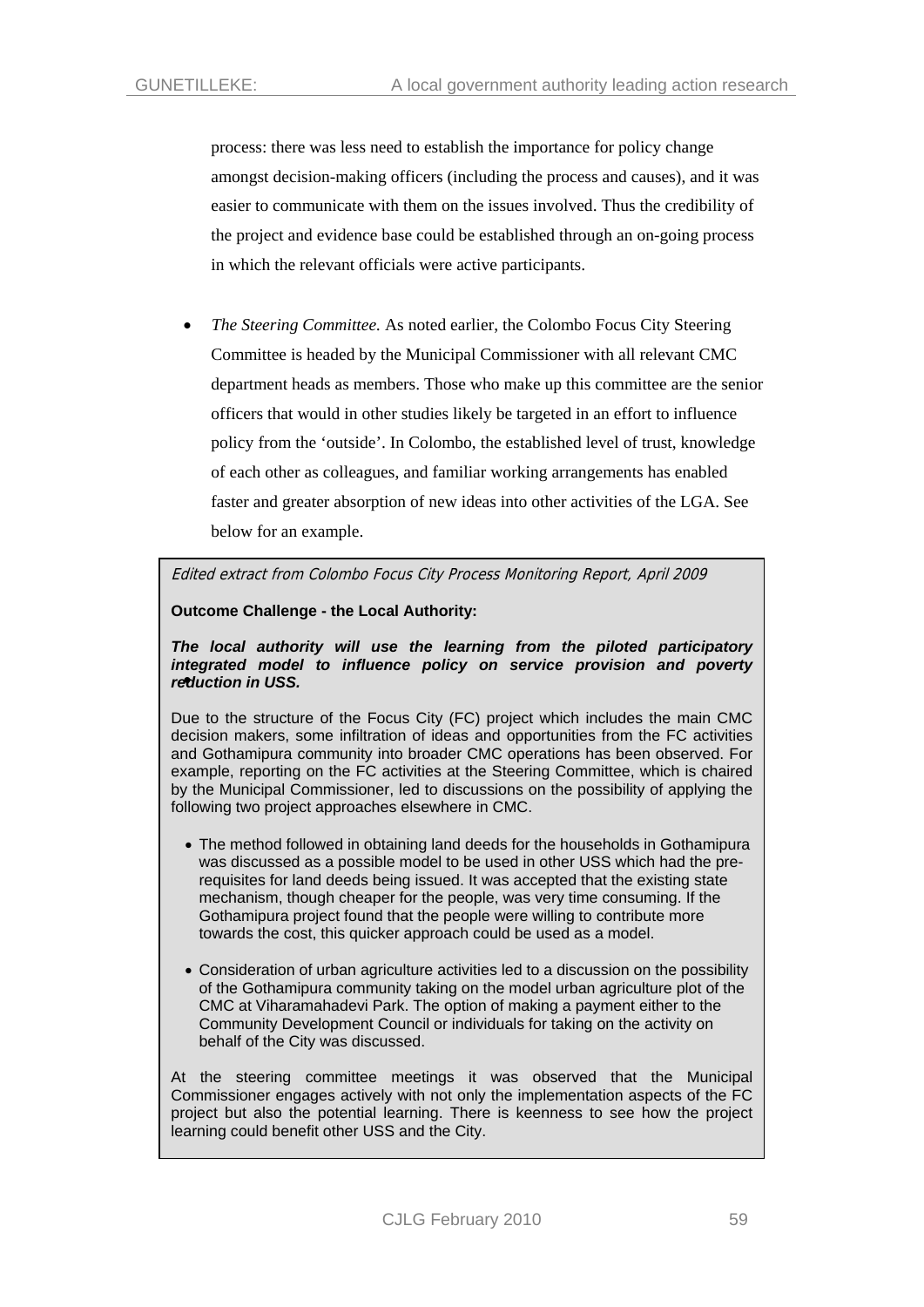process: there was less need to establish the importance for policy change amongst decision-making officers (including the process and causes), and it was easier to communicate with them on the issues involved. Thus the credibility of the project and evidence base could be established through an on-going process in which the relevant officials were active participants.

- *The Steering Committee.* As noted earlier, the Colombo Focus City Steering Committee is headed by the Municipal Commissioner with all relevant CMC department heads as members. Those who make up this committee are the senior officers that would in other studies likely be targeted in an effort to influence policy from the 'outside'. In Colombo, the established level of trust, knowledge of each other as colleagues, and familiar working arrangements has enabled faster and greater absorption of new ideas into other activities of the LGA. See below for an example.

*Edited extract from Colombo Focus City Process Monitoring Report, April 2009*

**Outcome Challenge - the Local Authority:**

***The local authority will use the learning from the piloted participatory integrated model to influence policy on service provision and poverty reduction in USS.***

Due to the structure of the Focus City (FC) project which includes the main CMC decision makers, some infiltration of ideas and opportunities from the FC activities and Gothamipura community into broader CMC operations has been observed. For example, reporting on the FC activities at the Steering Committee, which is chaired by the Municipal Commissioner, led to discussions on the possibility of applying the following two project approaches elsewhere in CMC.

- The method followed in obtaining land deeds for the households in Gothamipura was discussed as a possible model to be used in other USS which had the pre-requisites for land deeds being issued. It was accepted that the existing state mechanism, though cheaper for the people, was very time consuming. If the Gothamipura project found that the people were willing to contribute more towards the cost, this quicker approach could be used as a model.
- Consideration of urban agriculture activities led to a discussion on the possibility of the Gothamipura community taking on the model urban agriculture plot of the CMC at Viharamahadevi Park. The option of making a payment either to the Community Development Council or individuals for taking on the activity on behalf of the City was discussed.

At the steering committee meetings it was observed that the Municipal Commissioner engages actively with not only the implementation aspects of the FC project but also the potential learning. There is keenness to see how the project learning could benefit other USS and the City.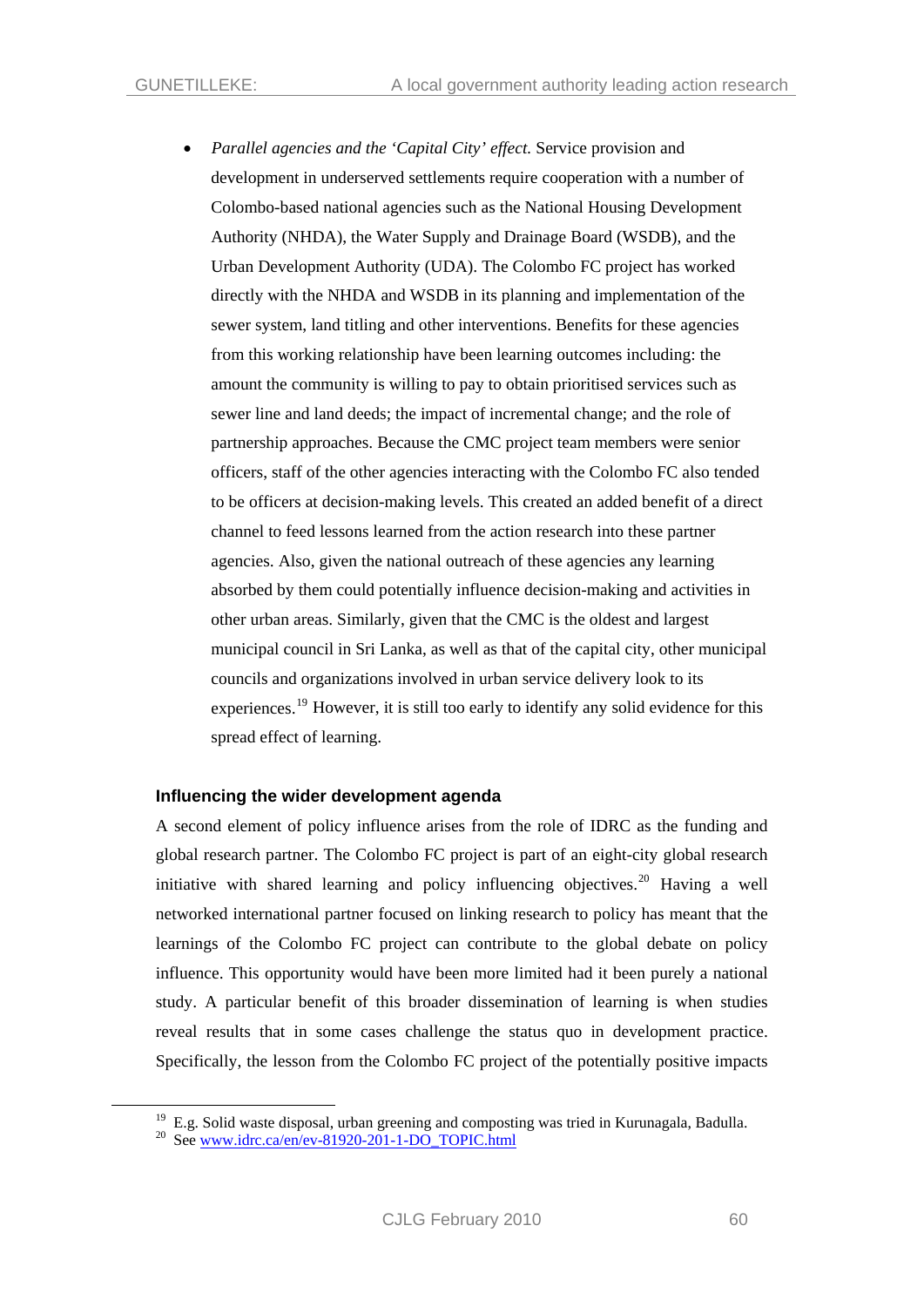- *Parallel agencies and the 'Capital City' effect.* Service provision and development in underserved settlements require cooperation with a number of Colombo-based national agencies such as the National Housing Development Authority (NHDA), the Water Supply and Drainage Board (WSDB), and the Urban Development Authority (UDA). The Colombo FC project has worked directly with the NHDA and WSDB in its planning and implementation of the sewer system, land titling and other interventions. Benefits for these agencies from this working relationship have been learning outcomes including: the amount the community is willing to pay to obtain prioritised services such as sewer line and land deeds; the impact of incremental change; and the role of partnership approaches. Because the CMC project team members were senior officers, staff of the other agencies interacting with the Colombo FC also tended to be officers at decision-making levels. This created an added benefit of a direct channel to feed lessons learned from the action research into these partner agencies. Also, given the national outreach of these agencies any learning absorbed by them could potentially influence decision-making and activities in other urban areas. Similarly, given that the CMC is the oldest and largest municipal council in Sri Lanka, as well as that of the capital city, other municipal councils and organizations involved in urban service delivery look to its experiences.[19] However, it is still too early to identify any solid evidence for this spread effect of learning.

### Influencing the wider development agenda

A second element of policy influence arises from the role of IDRC as the funding and global research partner. The Colombo FC project is part of an eight-city global research initiative with shared learning and policy influencing objectives.[20] Having a well networked international partner focused on linking research to policy has meant that the learnings of the Colombo FC project can contribute to the global debate on policy influence. This opportunity would have been more limited had it been purely a national study. A particular benefit of this broader dissemination of learning is when studies reveal results that in some cases challenge the status quo in development practice. Specifically, the lesson from the Colombo FC project of the potentially positive impacts

---

[19] E.g. Solid waste disposal, urban greening and composting was tried in Kurunagala, Badulla.

[20] See www.idrc.ca/en/ev-81920-201-1-DO_TOPIC.html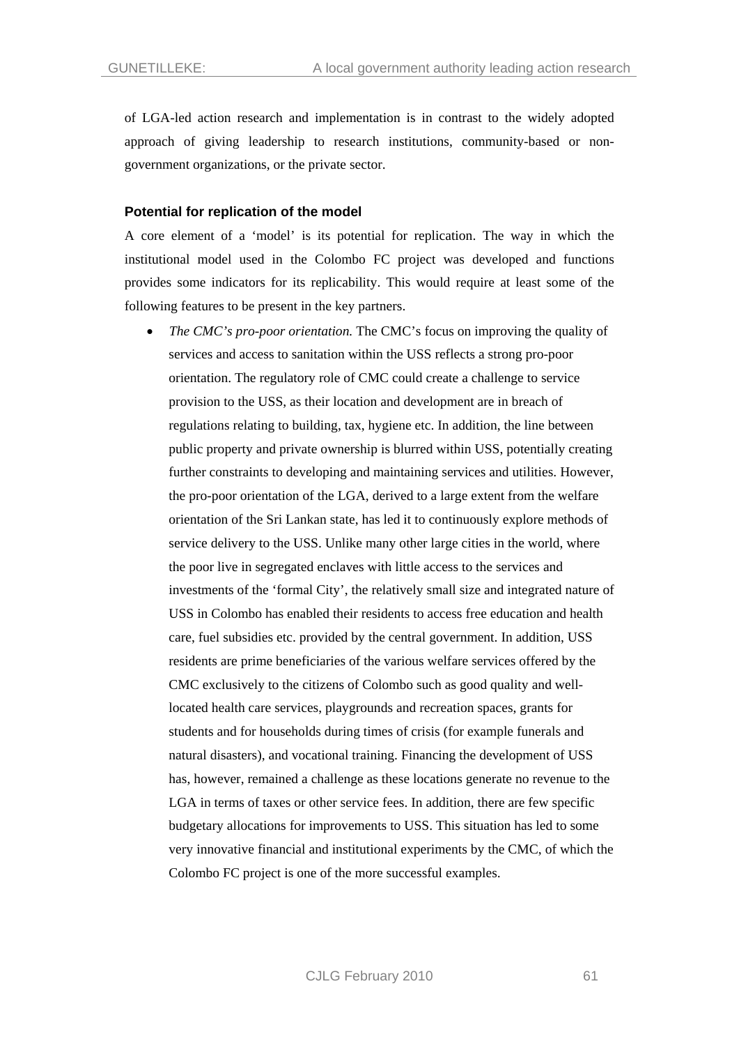of LGA-led action research and implementation is in contrast to the widely adopted approach of giving leadership to research institutions, community-based or non-government organizations, or the private sector.

### Potential for replication of the model

A core element of a 'model' is its potential for replication. The way in which the institutional model used in the Colombo FC project was developed and functions provides some indicators for its replicability. This would require at least some of the following features to be present in the key partners.

- *The CMC's pro-poor orientation.* The CMC's focus on improving the quality of services and access to sanitation within the USS reflects a strong pro-poor orientation. The regulatory role of CMC could create a challenge to service provision to the USS, as their location and development are in breach of regulations relating to building, tax, hygiene etc. In addition, the line between public property and private ownership is blurred within USS, potentially creating further constraints to developing and maintaining services and utilities. However, the pro-poor orientation of the LGA, derived to a large extent from the welfare orientation of the Sri Lankan state, has led it to continuously explore methods of service delivery to the USS. Unlike many other large cities in the world, where the poor live in segregated enclaves with little access to the services and investments of the 'formal City', the relatively small size and integrated nature of USS in Colombo has enabled their residents to access free education and health care, fuel subsidies etc. provided by the central government. In addition, USS residents are prime beneficiaries of the various welfare services offered by the CMC exclusively to the citizens of Colombo such as good quality and well-located health care services, playgrounds and recreation spaces, grants for students and for households during times of crisis (for example funerals and natural disasters), and vocational training. Financing the development of USS has, however, remained a challenge as these locations generate no revenue to the LGA in terms of taxes or other service fees. In addition, there are few specific budgetary allocations for improvements to USS. This situation has led to some very innovative financial and institutional experiments by the CMC, of which the Colombo FC project is one of the more successful examples.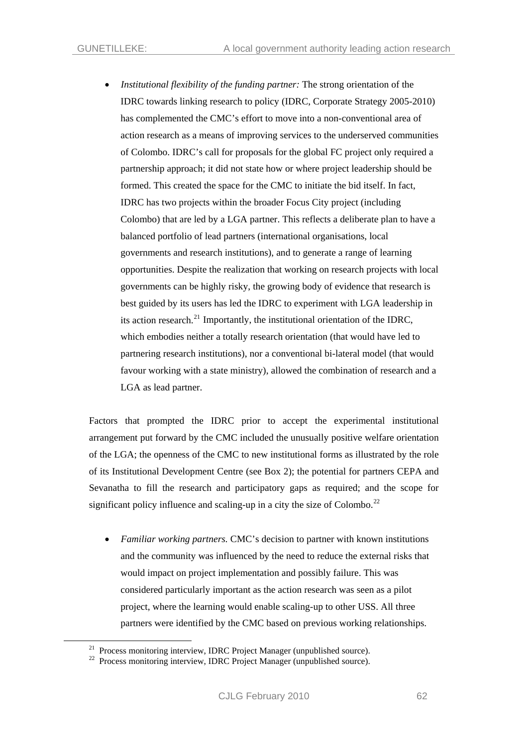- *Institutional flexibility of the funding partner:* The strong orientation of the IDRC towards linking research to policy (IDRC, Corporate Strategy 2005-2010) has complemented the CMC's effort to move into a non-conventional area of action research as a means of improving services to the underserved communities of Colombo. IDRC's call for proposals for the global FC project only required a partnership approach; it did not state how or where project leadership should be formed. This created the space for the CMC to initiate the bid itself. In fact, IDRC has two projects within the broader Focus City project (including Colombo) that are led by a LGA partner. This reflects a deliberate plan to have a balanced portfolio of lead partners (international organisations, local governments and research institutions), and to generate a range of learning opportunities. Despite the realization that working on research projects with local governments can be highly risky, the growing body of evidence that research is best guided by its users has led the IDRC to experiment with LGA leadership in its action research.[21] Importantly, the institutional orientation of the IDRC, which embodies neither a totally research orientation (that would have led to partnering research institutions), nor a conventional bi-lateral model (that would favour working with a state ministry), allowed the combination of research and a LGA as lead partner.

Factors that prompted the IDRC prior to accept the experimental institutional arrangement put forward by the CMC included the unusually positive welfare orientation of the LGA; the openness of the CMC to new institutional forms as illustrated by the role of its Institutional Development Centre (see Box 2); the potential for partners CEPA and Sevanatha to fill the research and participatory gaps as required; and the scope for significant policy influence and scaling-up in a city the size of Colombo.[22]

- *Familiar working partners.* CMC's decision to partner with known institutions and the community was influenced by the need to reduce the external risks that would impact on project implementation and possibly failure. This was considered particularly important as the action research was seen as a pilot project, where the learning would enable scaling-up to other USS. All three partners were identified by the CMC based on previous working relationships.

[21] Process monitoring interview, IDRC Project Manager (unpublished source).

[22] Process monitoring interview, IDRC Project Manager (unpublished source).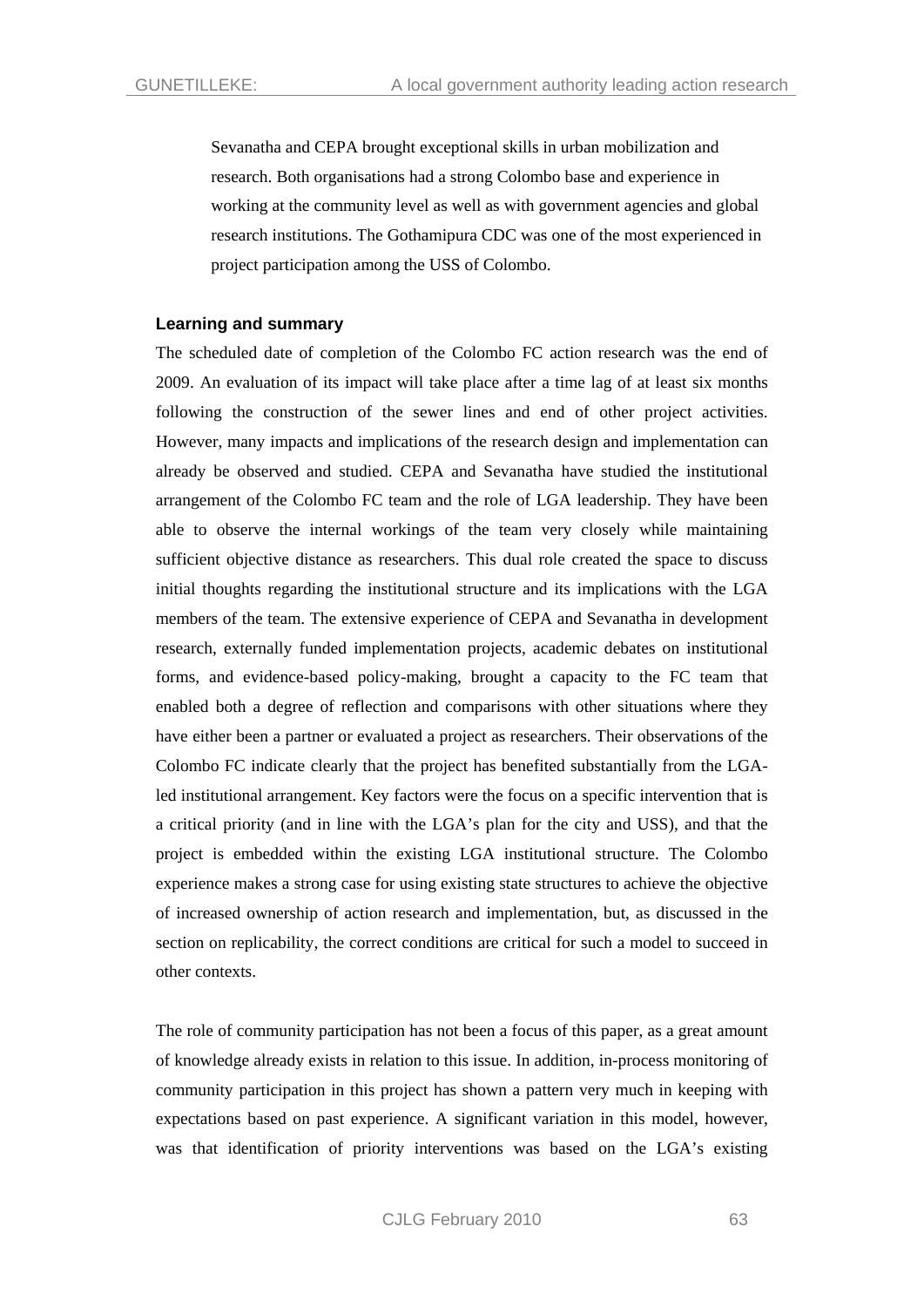Sevanatha and CEPA brought exceptional skills in urban mobilization and research. Both organisations had a strong Colombo base and experience in working at the community level as well as with government agencies and global research institutions. The Gothamipura CDC was one of the most experienced in project participation among the USS of Colombo.

### Learning and summary

The scheduled date of completion of the Colombo FC action research was the end of 2009. An evaluation of its impact will take place after a time lag of at least six months following the construction of the sewer lines and end of other project activities. However, many impacts and implications of the research design and implementation can already be observed and studied. CEPA and Sevanatha have studied the institutional arrangement of the Colombo FC team and the role of LGA leadership. They have been able to observe the internal workings of the team very closely while maintaining sufficient objective distance as researchers. This dual role created the space to discuss initial thoughts regarding the institutional structure and its implications with the LGA members of the team. The extensive experience of CEPA and Sevanatha in development research, externally funded implementation projects, academic debates on institutional forms, and evidence-based policy-making, brought a capacity to the FC team that enabled both a degree of reflection and comparisons with other situations where they have either been a partner or evaluated a project as researchers. Their observations of the Colombo FC indicate clearly that the project has benefited substantially from the LGA-led institutional arrangement. Key factors were the focus on a specific intervention that is a critical priority (and in line with the LGA's plan for the city and USS), and that the project is embedded within the existing LGA institutional structure. The Colombo experience makes a strong case for using existing state structures to achieve the objective of increased ownership of action research and implementation, but, as discussed in the section on replicability, the correct conditions are critical for such a model to succeed in other contexts.

The role of community participation has not been a focus of this paper, as a great amount of knowledge already exists in relation to this issue. In addition, in-process monitoring of community participation in this project has shown a pattern very much in keeping with expectations based on past experience. A significant variation in this model, however, was that identification of priority interventions was based on the LGA's existing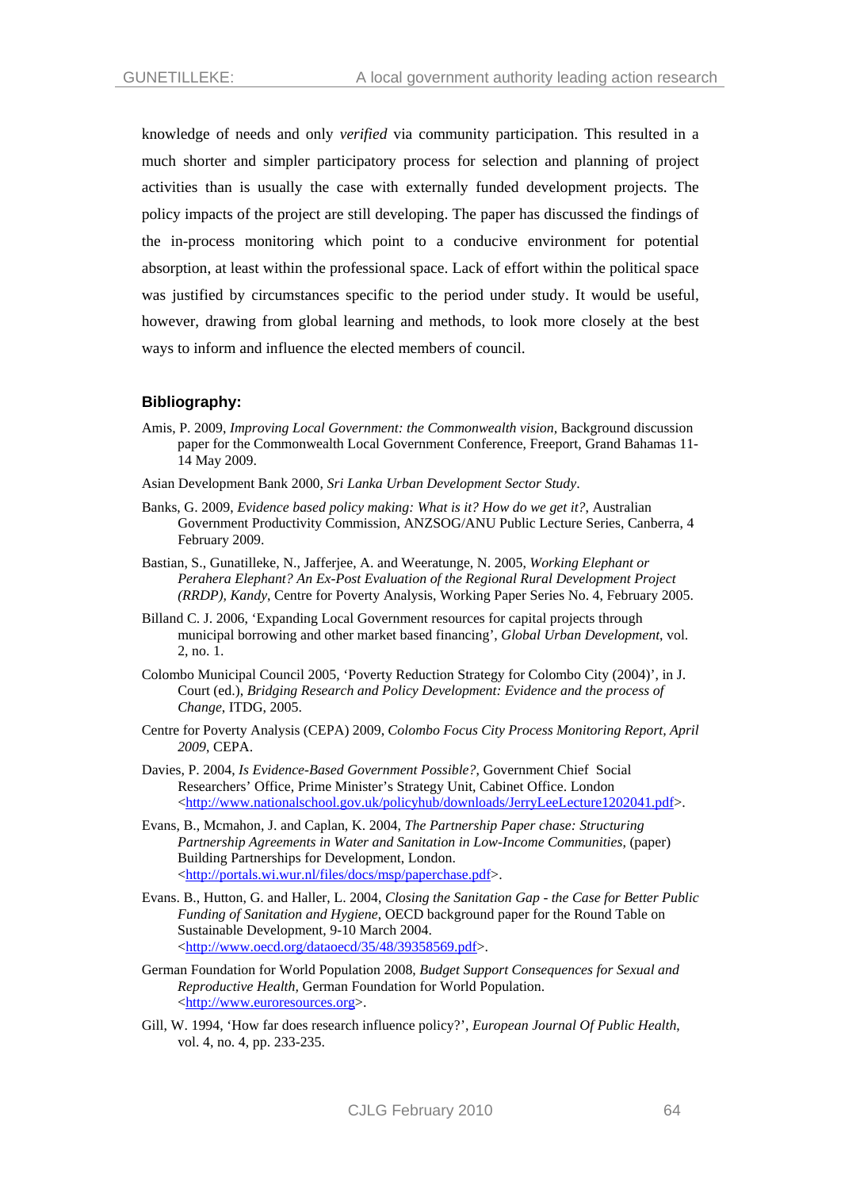knowledge of needs and only *verified* via community participation. This resulted in a much shorter and simpler participatory process for selection and planning of project activities than is usually the case with externally funded development projects. The policy impacts of the project are still developing. The paper has discussed the findings of the in-process monitoring which point to a conducive environment for potential absorption, at least within the professional space. Lack of effort within the political space was justified by circumstances specific to the period under study. It would be useful, however, drawing from global learning and methods, to look more closely at the best ways to inform and influence the elected members of council.

### Bibliography:

Amis, P. 2009, *Improving Local Government: the Commonwealth vision*, Background discussion paper for the Commonwealth Local Government Conference, Freeport, Grand Bahamas 11-14 May 2009.

Asian Development Bank 2000, *Sri Lanka Urban Development Sector Study*.

Banks, G. 2009, *Evidence based policy making: What is it? How do we get it?*, Australian Government Productivity Commission, ANZSOG/ANU Public Lecture Series, Canberra, 4 February 2009.

Bastian, S., Gunatilleke, N., Jafferjee, A. and Weeratunge, N. 2005, *Working Elephant or Perahera Elephant? An Ex-Post Evaluation of the Regional Rural Development Project (RRDP), Kandy*, Centre for Poverty Analysis, Working Paper Series No. 4, February 2005.

Billand C. J. 2006, 'Expanding Local Government resources for capital projects through municipal borrowing and other market based financing', *Global Urban Development*, vol. 2, no. 1.

Colombo Municipal Council 2005, 'Poverty Reduction Strategy for Colombo City (2004)', in J. Court (ed.), *Bridging Research and Policy Development: Evidence and the process of Change*, ITDG, 2005.

Centre for Poverty Analysis (CEPA) 2009, *Colombo Focus City Process Monitoring Report, April 2009*, CEPA.

Davies, P. 2004, *Is Evidence-Based Government Possible?*, Government Chief Social Researchers' Office, Prime Minister's Strategy Unit, Cabinet Office. London <http://www.nationalschool.gov.uk/policyhub/downloads/JerryLeeLecture1202041.pdf>.

Evans, B., Mcmahon, J. and Caplan, K. 2004, *The Partnership Paper chase: Structuring Partnership Agreements in Water and Sanitation in Low-Income Communities*, (paper) Building Partnerships for Development, London. <http://portals.wi.wur.nl/files/docs/msp/paperchase.pdf>.

Evans. B., Hutton, G. and Haller, L. 2004, *Closing the Sanitation Gap - the Case for Better Public Funding of Sanitation and Hygiene*, OECD background paper for the Round Table on Sustainable Development, 9-10 March 2004. <http://www.oecd.org/dataoecd/35/48/39358569.pdf>.

German Foundation for World Population 2008, *Budget Support Consequences for Sexual and Reproductive Health*, German Foundation for World Population. <http://www.euroresources.org>.

Gill, W. 1994, 'How far does research influence policy?', *European Journal Of Public Health*, vol. 4, no. 4, pp. 233-235.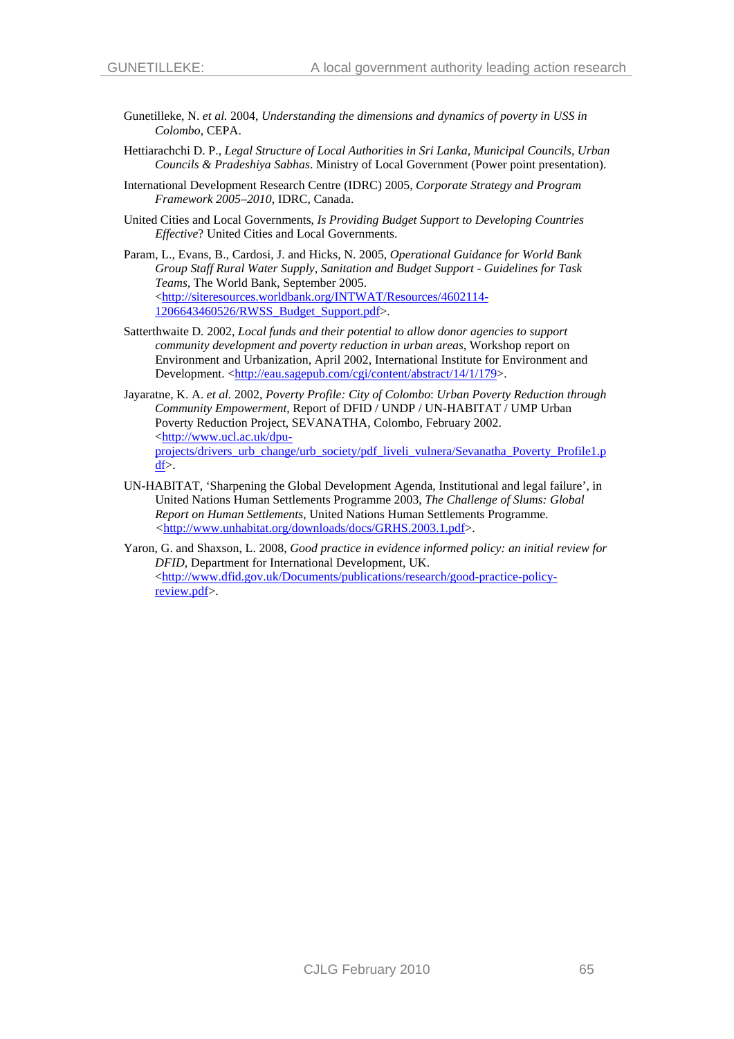Gunetilleke, N. *et al.* 2004, *Understanding the dimensions and dynamics of poverty in USS in Colombo*, CEPA.

Hettiarachchi D. P., *Legal Structure of Local Authorities in Sri Lanka, Municipal Councils, Urban Councils & Pradeshiya Sabhas*. Ministry of Local Government (Power point presentation).

International Development Research Centre (IDRC) 2005, *Corporate Strategy and Program Framework 2005–2010*, IDRC, Canada.

United Cities and Local Governments, *Is Providing Budget Support to Developing Countries Effective*? United Cities and Local Governments.

Param, L., Evans, B., Cardosi, J. and Hicks, N. 2005, *Operational Guidance for World Bank Group Staff Rural Water Supply, Sanitation and Budget Support - Guidelines for Task Teams*, The World Bank, September 2005. <http://siteresources.worldbank.org/INTWAT/Resources/4602114-1206643460526/RWSS_Budget_Support.pdf>.

Satterthwaite D. 2002, *Local funds and their potential to allow donor agencies to support community development and poverty reduction in urban areas*, Workshop report on Environment and Urbanization, April 2002, International Institute for Environment and Development. <http://eau.sagepub.com/cgi/content/abstract/14/1/179>.

Jayaratne, K. A. *et al.* 2002, *Poverty Profile: City of Colombo*: *Urban Poverty Reduction through Community Empowerment*, Report of DFID / UNDP / UN-HABITAT / UMP Urban Poverty Reduction Project, SEVANATHA, Colombo, February 2002. <http://www.ucl.ac.uk/dpu-projects/drivers_urb_change/urb_society/pdf_liveli_vulnera/Sevanatha_Poverty_Profile1.pdf>.

UN-HABITAT, 'Sharpening the Global Development Agenda, Institutional and legal failure', in United Nations Human Settlements Programme 2003, *The Challenge of Slums: Global Report on Human Settlements*, United Nations Human Settlements Programme. <http://www.unhabitat.org/downloads/docs/GRHS.2003.1.pdf>.

Yaron, G. and Shaxson, L. 2008, *Good practice in evidence informed policy: an initial review for DFID*, Department for International Development, UK. <http://www.dfid.gov.uk/Documents/publications/research/good-practice-policy-review.pdf>.